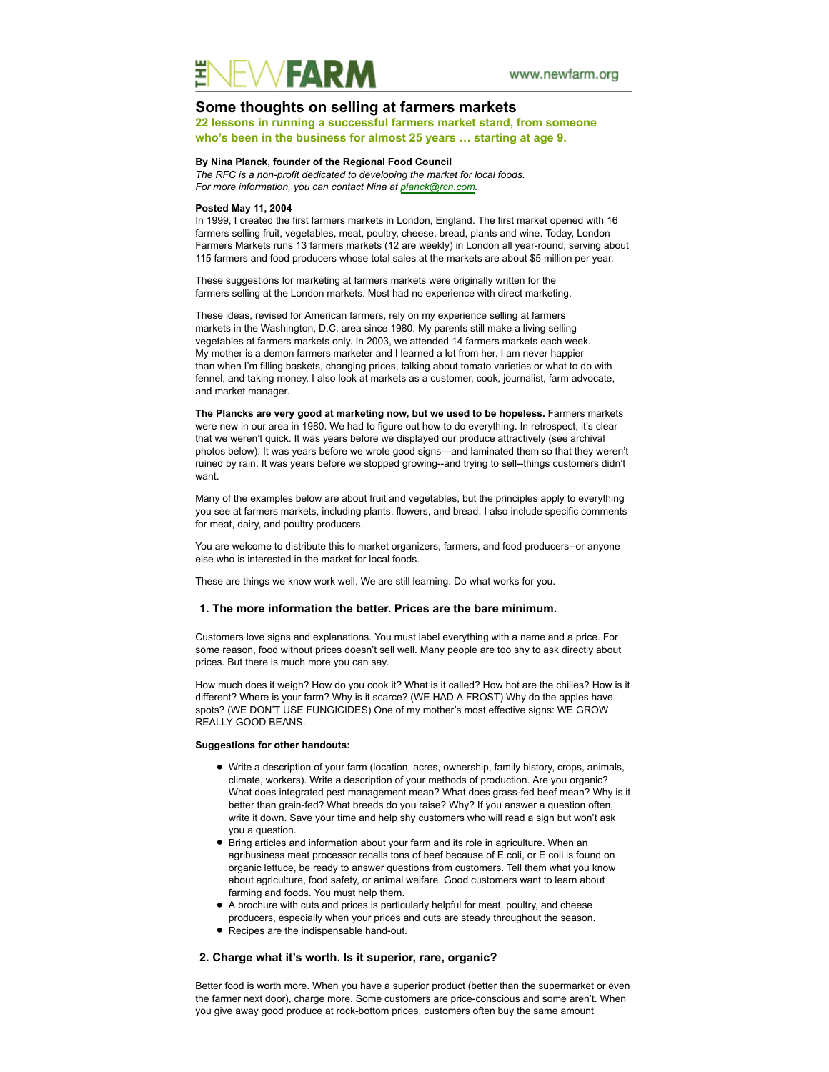THE NEW FARM www.newfarm.org

# Some thoughts on selling at farmers markets

**22 lessons in running a successful farmers market stand, from someone who's been in the business for almost 25 years … starting at age 9.**

**By Nina Planck, founder of the Regional Food Council**
*The RFC is a non-profit dedicated to developing the market for local foods.*
*For more information, you can contact Nina at planck@rcn.com.*

**Posted May 11, 2004**
In 1999, I created the first farmers markets in London, England. The first market opened with 16 farmers selling fruit, vegetables, meat, poultry, cheese, bread, plants and wine. Today, London Farmers Markets runs 13 farmers markets (12 are weekly) in London all year-round, serving about 115 farmers and food producers whose total sales at the markets are about $5 million per year.

These suggestions for marketing at farmers markets were originally written for the farmers selling at the London markets. Most had no experience with direct marketing.

These ideas, revised for American farmers, rely on my experience selling at farmers markets in the Washington, D.C. area since 1980. My parents still make a living selling vegetables at farmers markets only. In 2003, we attended 14 farmers markets each week. My mother is a demon farmers marketer and I learned a lot from her. I am never happier than when I'm filling baskets, changing prices, talking about tomato varieties or what to do with fennel, and taking money. I also look at markets as a customer, cook, journalist, farm advocate, and market manager.

**The Plancks are very good at marketing now, but we used to be hopeless.** Farmers markets were new in our area in 1980. We had to figure out how to do everything. In retrospect, it's clear that we weren't quick. It was years before we displayed our produce attractively (see archival photos below). It was years before we wrote good signs—and laminated them so that they weren't ruined by rain. It was years before we stopped growing--and trying to sell--things customers didn't want.

Many of the examples below are about fruit and vegetables, but the principles apply to everything you see at farmers markets, including plants, flowers, and bread. I also include specific comments for meat, dairy, and poultry producers.

You are welcome to distribute this to market organizers, farmers, and food producers--or anyone else who is interested in the market for local foods.

These are things we know work well. We are still learning. Do what works for you.

### 1. The more information the better. Prices are the bare minimum.

Customers love signs and explanations. You must label everything with a name and a price. For some reason, food without prices doesn't sell well. Many people are too shy to ask directly about prices. But there is much more you can say.

How much does it weigh? How do you cook it? What is it called? How hot are the chilies? How is it different? Where is your farm? Why is it scarce? (WE HAD A FROST) Why do the apples have spots? (WE DON'T USE FUNGICIDES) One of my mother's most effective signs: WE GROW REALLY GOOD BEANS.

**Suggestions for other handouts:**

- Write a description of your farm (location, acres, ownership, family history, crops, animals, climate, workers). Write a description of your methods of production. Are you organic? What does integrated pest management mean? What does grass-fed beef mean? Why is it better than grain-fed? What breeds do you raise? Why? If you answer a question often, write it down. Save your time and help shy customers who will read a sign but won't ask you a question.
- Bring articles and information about your farm and its role in agriculture. When an agribusiness meat processor recalls tons of beef because of E coli, or E coli is found on organic lettuce, be ready to answer questions from customers. Tell them what you know about agriculture, food safety, or animal welfare. Good customers want to learn about farming and foods. You must help them.
- A brochure with cuts and prices is particularly helpful for meat, poultry, and cheese producers, especially when your prices and cuts are steady throughout the season.
- Recipes are the indispensable hand-out.

### 2. Charge what it's worth. Is it superior, rare, organic?

Better food is worth more. When you have a superior product (better than the supermarket or even the farmer next door), charge more. Some customers are price-conscious and some aren't. When you give away good produce at rock-bottom prices, customers often buy the same amount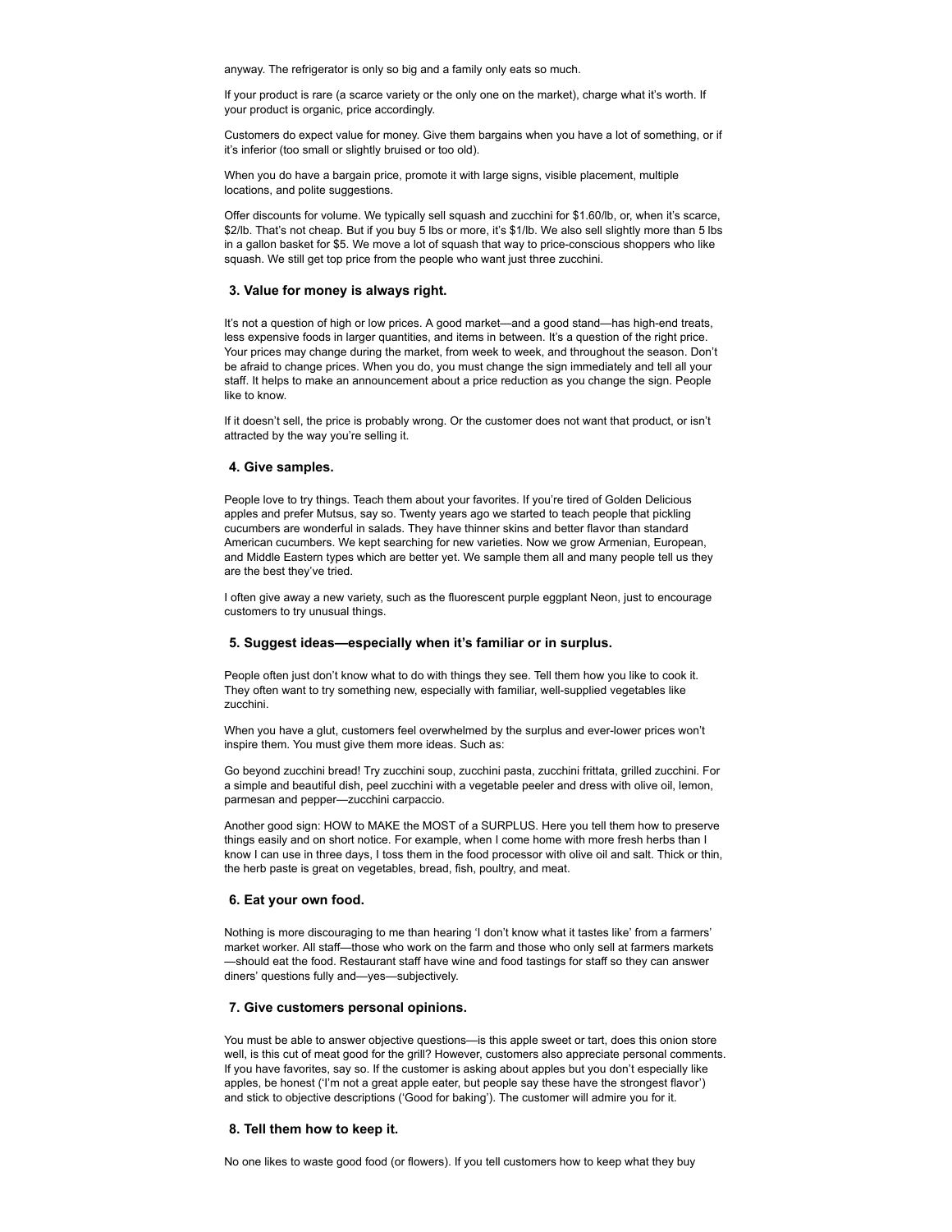anyway. The refrigerator is only so big and a family only eats so much.

If your product is rare (a scarce variety or the only one on the market), charge what it's worth. If your product is organic, price accordingly.

Customers do expect value for money. Give them bargains when you have a lot of something, or if it's inferior (too small or slightly bruised or too old).

When you do have a bargain price, promote it with large signs, visible placement, multiple locations, and polite suggestions.

Offer discounts for volume. We typically sell squash and zucchini for $1.60/lb, or, when it's scarce, $2/lb. That's not cheap. But if you buy 5 lbs or more, it's $1/lb. We also sell slightly more than 5 lbs in a gallon basket for $5. We move a lot of squash that way to price-conscious shoppers who like squash. We still get top price from the people who want just three zucchini.

### 3. Value for money is always right.

It's not a question of high or low prices. A good market—and a good stand—has high-end treats, less expensive foods in larger quantities, and items in between. It's a question of the right price. Your prices may change during the market, from week to week, and throughout the season. Don't be afraid to change prices. When you do, you must change the sign immediately and tell all your staff. It helps to make an announcement about a price reduction as you change the sign. People like to know.

If it doesn't sell, the price is probably wrong. Or the customer does not want that product, or isn't attracted by the way you're selling it.

### 4. Give samples.

People love to try things. Teach them about your favorites. If you're tired of Golden Delicious apples and prefer Mutsus, say so. Twenty years ago we started to teach people that pickling cucumbers are wonderful in salads. They have thinner skins and better flavor than standard American cucumbers. We kept searching for new varieties. Now we grow Armenian, European, and Middle Eastern types which are better yet. We sample them all and many people tell us they are the best they've tried.

I often give away a new variety, such as the fluorescent purple eggplant Neon, just to encourage customers to try unusual things.

### 5. Suggest ideas—especially when it's familiar or in surplus.

People often just don't know what to do with things they see. Tell them how you like to cook it. They often want to try something new, especially with familiar, well-supplied vegetables like zucchini.

When you have a glut, customers feel overwhelmed by the surplus and ever-lower prices won't inspire them. You must give them more ideas. Such as:

Go beyond zucchini bread! Try zucchini soup, zucchini pasta, zucchini frittata, grilled zucchini. For a simple and beautiful dish, peel zucchini with a vegetable peeler and dress with olive oil, lemon, parmesan and pepper—zucchini carpaccio.

Another good sign: HOW to MAKE the MOST of a SURPLUS. Here you tell them how to preserve things easily and on short notice. For example, when I come home with more fresh herbs than I know I can use in three days, I toss them in the food processor with olive oil and salt. Thick or thin, the herb paste is great on vegetables, bread, fish, poultry, and meat.

### 6. Eat your own food.

Nothing is more discouraging to me than hearing 'I don't know what it tastes like' from a farmers' market worker. All staff—those who work on the farm and those who only sell at farmers markets—should eat the food. Restaurant staff have wine and food tastings for staff so they can answer diners' questions fully and—yes—subjectively.

### 7. Give customers personal opinions.

You must be able to answer objective questions—is this apple sweet or tart, does this onion store well, is this cut of meat good for the grill? However, customers also appreciate personal comments. If you have favorites, say so. If the customer is asking about apples but you don't especially like apples, be honest ('I'm not a great apple eater, but people say these have the strongest flavor') and stick to objective descriptions ('Good for baking'). The customer will admire you for it.

### 8. Tell them how to keep it.

No one likes to waste good food (or flowers). If you tell customers how to keep what they buy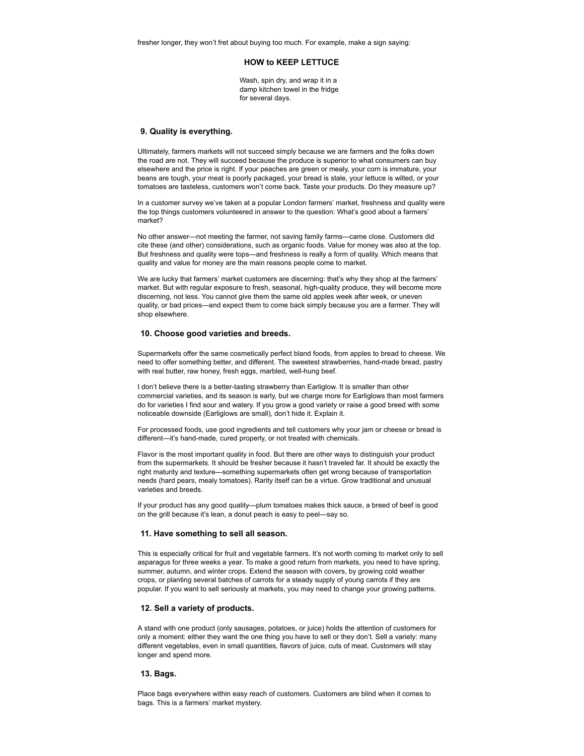fresher longer, they won't fret about buying too much. For example, make a sign saying:

**HOW to KEEP LETTUCE**

Wash, spin dry, and wrap it in a damp kitchen towel in the fridge for several days.

### 9. Quality is everything.

Ultimately, farmers markets will not succeed simply because we are farmers and the folks down the road are not. They will succeed because the produce is superior to what consumers can buy elsewhere and the price is right. If your peaches are green or mealy, your corn is immature, your beans are tough, your meat is poorly packaged, your bread is stale, your lettuce is wilted, or your tomatoes are tasteless, customers won't come back. Taste your products. Do they measure up?

In a customer survey we've taken at a popular London farmers' market, freshness and quality were the top things customers volunteered in answer to the question: What's good about a farmers' market?

No other answer—not meeting the farmer, not saving family farms—came close. Customers did cite these (and other) considerations, such as organic foods. Value for money was also at the top. But freshness and quality were tops—and freshness is really a form of quality. Which means that quality and value for money are the main reasons people come to market.

We are lucky that farmers' market customers are discerning: that's why they shop at the farmers' market. But with regular exposure to fresh, seasonal, high-quality produce, they will become more discerning, not less. You cannot give them the same old apples week after week, or uneven quality, or bad prices—and expect them to come back simply because you are a farmer. They will shop elsewhere.

### 10. Choose good varieties and breeds.

Supermarkets offer the same cosmetically perfect bland foods, from apples to bread to cheese. We need to offer something better, and different. The sweetest strawberries, hand-made bread, pastry with real butter, raw honey, fresh eggs, marbled, well-hung beef.

I don't believe there is a better-tasting strawberry than Earliglow. It is smaller than other commercial varieties, and its season is early, but we charge more for Earliglows than most farmers do for varieties I find sour and watery. If you grow a good variety or raise a good breed with some noticeable downside (Earliglows are small), don't hide it. Explain it.

For processed foods, use good ingredients and tell customers why your jam or cheese or bread is different—it's hand-made, cured properly, or not treated with chemicals.

Flavor is the most important quality in food. But there are other ways to distinguish your product from the supermarkets. It should be fresher because it hasn't traveled far. It should be exactly the right maturity and texture—something supermarkets often get wrong because of transportation needs (hard pears, mealy tomatoes). Rarity itself can be a virtue. Grow traditional and unusual varieties and breeds.

If your product has any good quality—plum tomatoes makes thick sauce, a breed of beef is good on the grill because it's lean, a donut peach is easy to peel—say so.

### 11. Have something to sell all season.

This is especially critical for fruit and vegetable farmers. It's not worth coming to market only to sell asparagus for three weeks a year. To make a good return from markets, you need to have spring, summer, autumn, and winter crops. Extend the season with covers, by growing cold weather crops, or planting several batches of carrots for a steady supply of young carrots if they are popular. If you want to sell seriously at markets, you may need to change your growing patterns.

### 12. Sell a variety of products.

A stand with one product (only sausages, potatoes, or juice) holds the attention of customers for only a moment: either they want the one thing you have to sell or they don't. Sell a variety: many different vegetables, even in small quantities, flavors of juice, cuts of meat. Customers will stay longer and spend more.

### 13. Bags.

Place bags everywhere within easy reach of customers. Customers are blind when it comes to bags. This is a farmers' market mystery.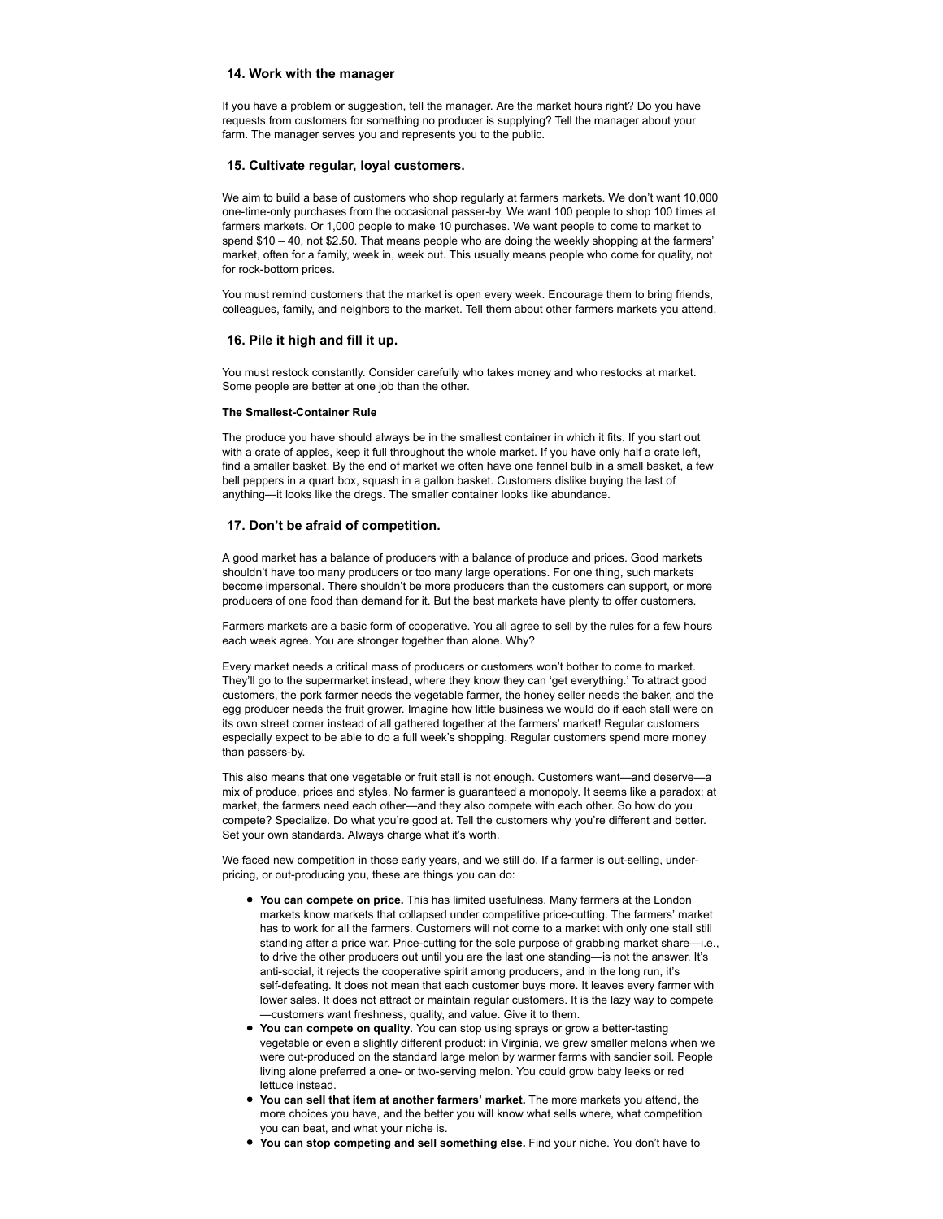### 14. Work with the manager

If you have a problem or suggestion, tell the manager. Are the market hours right? Do you have requests from customers for something no producer is supplying? Tell the manager about your farm. The manager serves you and represents you to the public.

### 15. Cultivate regular, loyal customers.

We aim to build a base of customers who shop regularly at farmers markets. We don't want 10,000 one-time-only purchases from the occasional passer-by. We want 100 people to shop 100 times at farmers markets. Or 1,000 people to make 10 purchases. We want people to come to market to spend $10 – 40, not $2.50. That means people who are doing the weekly shopping at the farmers' market, often for a family, week in, week out. This usually means people who come for quality, not for rock-bottom prices.

You must remind customers that the market is open every week. Encourage them to bring friends, colleagues, family, and neighbors to the market. Tell them about other farmers markets you attend.

### 16. Pile it high and fill it up.

You must restock constantly. Consider carefully who takes money and who restocks at market. Some people are better at one job than the other.

#### The Smallest-Container Rule

The produce you have should always be in the smallest container in which it fits. If you start out with a crate of apples, keep it full throughout the whole market. If you have only half a crate left, find a smaller basket. By the end of market we often have one fennel bulb in a small basket, a few bell peppers in a quart box, squash in a gallon basket. Customers dislike buying the last of anything—it looks like the dregs. The smaller container looks like abundance.

### 17. Don't be afraid of competition.

A good market has a balance of producers with a balance of produce and prices. Good markets shouldn't have too many producers or too many large operations. For one thing, such markets become impersonal. There shouldn't be more producers than the customers can support, or more producers of one food than demand for it. But the best markets have plenty to offer customers.

Farmers markets are a basic form of cooperative. You all agree to sell by the rules for a few hours each week agree. You are stronger together than alone. Why?

Every market needs a critical mass of producers or customers won't bother to come to market. They'll go to the supermarket instead, where they know they can 'get everything.' To attract good customers, the pork farmer needs the vegetable farmer, the honey seller needs the baker, and the egg producer needs the fruit grower. Imagine how little business we would do if each stall were on its own street corner instead of all gathered together at the farmers' market! Regular customers especially expect to be able to do a full week's shopping. Regular customers spend more money than passers-by.

This also means that one vegetable or fruit stall is not enough. Customers want—and deserve—a mix of produce, prices and styles. No farmer is guaranteed a monopoly. It seems like a paradox: at market, the farmers need each other—and they also compete with each other. So how do you compete? Specialize. Do what you're good at. Tell the customers why you're different and better. Set your own standards. Always charge what it's worth.

We faced new competition in those early years, and we still do. If a farmer is out-selling, under-pricing, or out-producing you, these are things you can do:

- **You can compete on price.** This has limited usefulness. Many farmers at the London markets know markets that collapsed under competitive price-cutting. The farmers' market has to work for all the farmers. Customers will not come to a market with only one stall still standing after a price war. Price-cutting for the sole purpose of grabbing market share—i.e., to drive the other producers out until you are the last one standing—is not the answer. It's anti-social, it rejects the cooperative spirit among producers, and in the long run, it's self-defeating. It does not mean that each customer buys more. It leaves every farmer with lower sales. It does not attract or maintain regular customers. It is the lazy way to compete—customers want freshness, quality, and value. Give it to them.
- **You can compete on quality**. You can stop using sprays or grow a better-tasting vegetable or even a slightly different product: in Virginia, we grew smaller melons when we were out-produced on the standard large melon by warmer farms with sandier soil. People living alone preferred a one- or two-serving melon. You could grow baby leeks or red lettuce instead.
- **You can sell that item at another farmers' market.** The more markets you attend, the more choices you have, and the better you will know what sells where, what competition you can beat, and what your niche is.
- **You can stop competing and sell something else.** Find your niche. You don't have to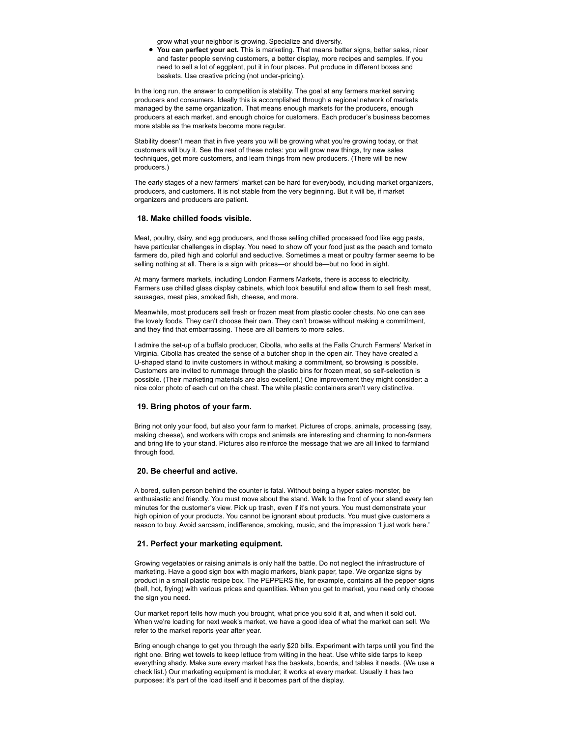grow what your neighbor is growing. Specialize and diversify.

- **You can perfect your act.** This is marketing. That means better signs, better sales, nicer and faster people serving customers, a better display, more recipes and samples. If you need to sell a lot of eggplant, put it in four places. Put produce in different boxes and baskets. Use creative pricing (not under-pricing).

In the long run, the answer to competition is stability. The goal at any farmers market serving producers and consumers. Ideally this is accomplished through a regional network of markets managed by the same organization. That means enough markets for the producers, enough producers at each market, and enough choice for customers. Each producer's business becomes more stable as the markets become more regular.

Stability doesn't mean that in five years you will be growing what you're growing today, or that customers will buy it. See the rest of these notes: you will grow new things, try new sales techniques, get more customers, and learn things from new producers. (There will be new producers.)

The early stages of a new farmers' market can be hard for everybody, including market organizers, producers, and customers. It is not stable from the very beginning. But it will be, if market organizers and producers are patient.

### 18. Make chilled foods visible.

Meat, poultry, dairy, and egg producers, and those selling chilled processed food like egg pasta, have particular challenges in display. You need to show off your food just as the peach and tomato farmers do, piled high and colorful and seductive. Sometimes a meat or poultry farmer seems to be selling nothing at all. There is a sign with prices—or should be—but no food in sight.

At many farmers markets, including London Farmers Markets, there is access to electricity. Farmers use chilled glass display cabinets, which look beautiful and allow them to sell fresh meat, sausages, meat pies, smoked fish, cheese, and more.

Meanwhile, most producers sell fresh or frozen meat from plastic cooler chests. No one can see the lovely foods. They can't choose their own. They can't browse without making a commitment, and they find that embarrassing. These are all barriers to more sales.

I admire the set-up of a buffalo producer, Cibolla, who sells at the Falls Church Farmers' Market in Virginia. Cibolla has created the sense of a butcher shop in the open air. They have created a U-shaped stand to invite customers in without making a commitment, so browsing is possible. Customers are invited to rummage through the plastic bins for frozen meat, so self-selection is possible. (Their marketing materials are also excellent.) One improvement they might consider: a nice color photo of each cut on the chest. The white plastic containers aren't very distinctive.

### 19. Bring photos of your farm.

Bring not only your food, but also your farm to market. Pictures of crops, animals, processing (say, making cheese), and workers with crops and animals are interesting and charming to non-farmers and bring life to your stand. Pictures also reinforce the message that we are all linked to farmland through food.

### 20. Be cheerful and active.

A bored, sullen person behind the counter is fatal. Without being a hyper sales-monster, be enthusiastic and friendly. You must move about the stand. Walk to the front of your stand every ten minutes for the customer's view. Pick up trash, even if it's not yours. You must demonstrate your high opinion of your products. You cannot be ignorant about products. You must give customers a reason to buy. Avoid sarcasm, indifference, smoking, music, and the impression 'I just work here.'

### 21. Perfect your marketing equipment.

Growing vegetables or raising animals is only half the battle. Do not neglect the infrastructure of marketing. Have a good sign box with magic markers, blank paper, tape. We organize signs by product in a small plastic recipe box. The PEPPERS file, for example, contains all the pepper signs (bell, hot, frying) with various prices and quantities. When you get to market, you need only choose the sign you need.

Our market report tells how much you brought, what price you sold it at, and when it sold out. When we're loading for next week's market, we have a good idea of what the market can sell. We refer to the market reports year after year.

Bring enough change to get you through the early $20 bills. Experiment with tarps until you find the right one. Bring wet towels to keep lettuce from wilting in the heat. Use white side tarps to keep everything shady. Make sure every market has the baskets, boards, and tables it needs. (We use a check list.) Our marketing equipment is modular; it works at every market. Usually it has two purposes: it's part of the load itself and it becomes part of the display.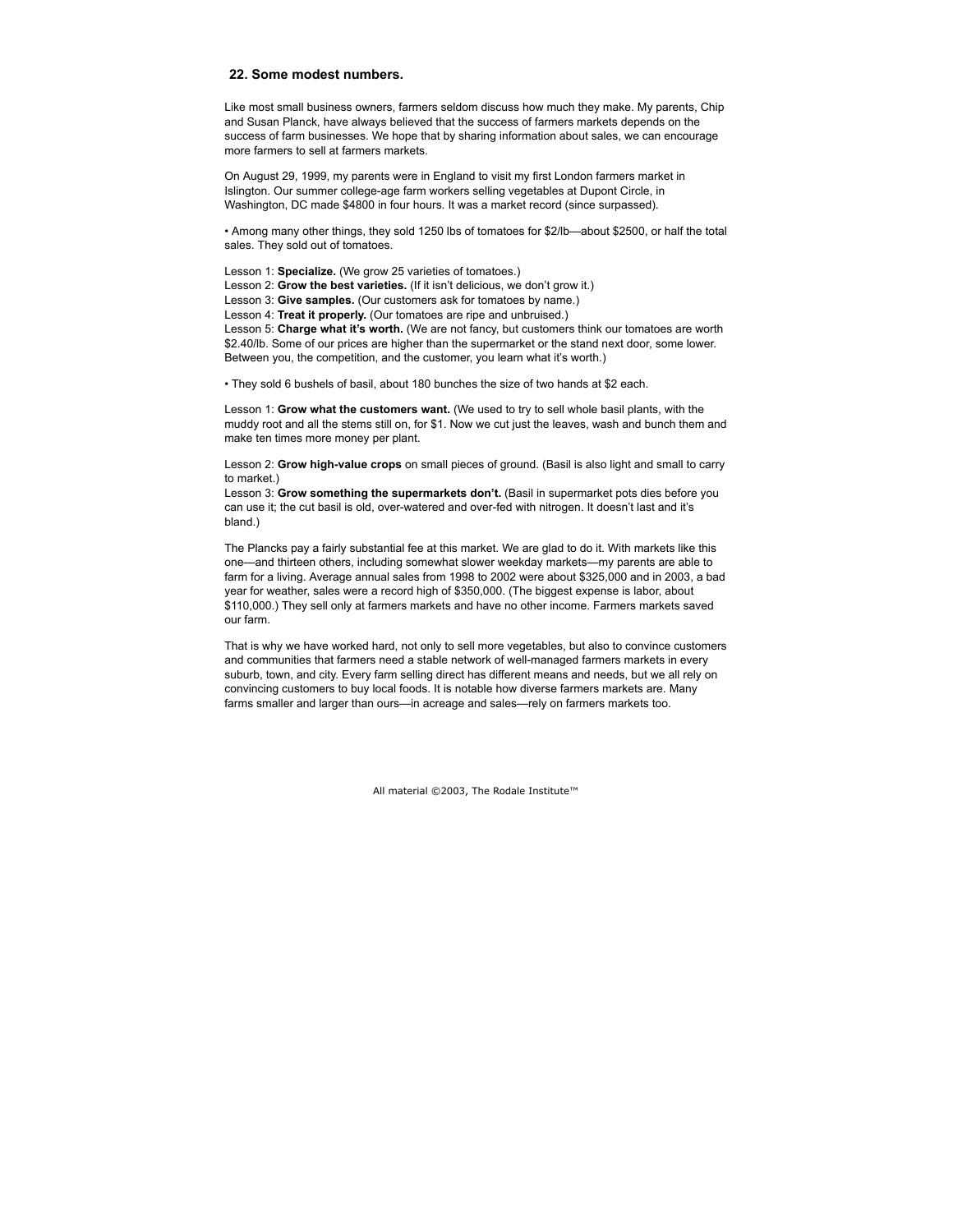## 22. Some modest numbers.

Like most small business owners, farmers seldom discuss how much they make. My parents, Chip and Susan Planck, have always believed that the success of farmers markets depends on the success of farm businesses. We hope that by sharing information about sales, we can encourage more farmers to sell at farmers markets.

On August 29, 1999, my parents were in England to visit my first London farmers market in Islington. Our summer college-age farm workers selling vegetables at Dupont Circle, in Washington, DC made $4800 in four hours. It was a market record (since surpassed).

• Among many other things, they sold 1250 lbs of tomatoes for $2/lb—about $2500, or half the total sales. They sold out of tomatoes.

Lesson 1: **Specialize.** (We grow 25 varieties of tomatoes.)
Lesson 2: **Grow the best varieties.** (If it isn't delicious, we don't grow it.)
Lesson 3: **Give samples.** (Our customers ask for tomatoes by name.)
Lesson 4: **Treat it properly.** (Our tomatoes are ripe and unbruised.)
Lesson 5: **Charge what it's worth.** (We are not fancy, but customers think our tomatoes are worth $2.40/lb. Some of our prices are higher than the supermarket or the stand next door, some lower. Between you, the competition, and the customer, you learn what it's worth.)

• They sold 6 bushels of basil, about 180 bunches the size of two hands at $2 each.

Lesson 1: **Grow what the customers want.** (We used to try to sell whole basil plants, with the muddy root and all the stems still on, for $1. Now we cut just the leaves, wash and bunch them and make ten times more money per plant.

Lesson 2: **Grow high-value crops** on small pieces of ground. (Basil is also light and small to carry to market.)
Lesson 3: **Grow something the supermarkets don't.** (Basil in supermarket pots dies before you can use it; the cut basil is old, over-watered and over-fed with nitrogen. It doesn't last and it's bland.)

The Plancks pay a fairly substantial fee at this market. We are glad to do it. With markets like this one—and thirteen others, including somewhat slower weekday markets—my parents are able to farm for a living. Average annual sales from 1998 to 2002 were about $325,000 and in 2003, a bad year for weather, sales were a record high of $350,000. (The biggest expense is labor, about $110,000.) They sell only at farmers markets and have no other income. Farmers markets saved our farm.

That is why we have worked hard, not only to sell more vegetables, but also to convince customers and communities that farmers need a stable network of well-managed farmers markets in every suburb, town, and city. Every farm selling direct has different means and needs, but we all rely on convincing customers to buy local foods. It is notable how diverse farmers markets are. Many farms smaller and larger than ours—in acreage and sales—rely on farmers markets too.

All material ©2003, The Rodale Institute™